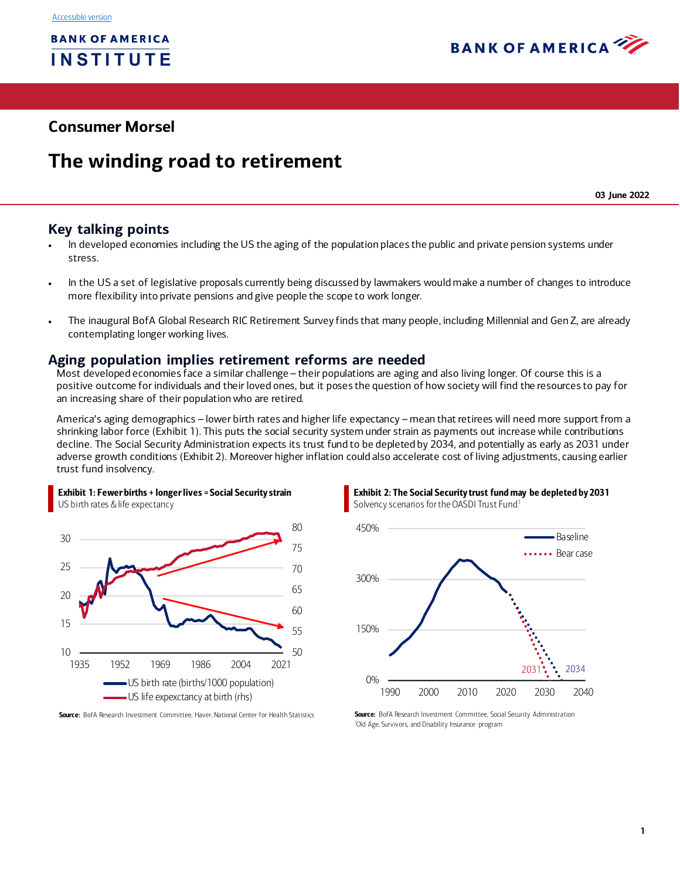Accessible version

BANK OF AMERICA INSTITUTE

## Consumer Morsel

# The winding road to retirement

**03 June 2022**

## Key talking points

- In developed economies including the US the aging of the population places the public and private pension systems under stress.
- In the US a set of legislative proposals currently being discussed by lawmakers would make a number of changes to introduce more flexibility into private pensions and give people the scope to work longer.
- The inaugural BofA Global Research RIC Retirement Survey finds that many people, including Millennial and Gen Z, are already contemplating longer working lives.

## Aging population implies retirement reforms are needed

Most developed economies face a similar challenge – their populations are aging and also living longer. Of course this is a positive outcome for individuals and their loved ones, but it poses the question of how society will find the resources to pay for an increasing share of their population who are retired.

America's aging demographics – lower birth rates and higher life expectancy – mean that retirees will need more support from a shrinking labor force (Exhibit 1). This puts the social security system under strain as payments out increase while contributions decline. The Social Security Administration expects its trust fund to be depleted by 2034, and potentially as early as 2031 under adverse growth conditions (Exhibit 2). Moreover higher inflation could also accelerate cost of living adjustments, causing earlier trust fund insolvency.

**Exhibit 1: Fewer births + longer lives = Social Security strain**

US birth rates & life expectancy

- US birth rate (births/1000 population)
- US life expectancy at birth (rhs)

**Source:** BofA Research Investment Committee, Haver, National Center for Health Statistics

**Exhibit 2: The Social Security trust fund may be depleted by 2031**

Solvency scenarios for the OASDI Trust Fund[1]

- Baseline (2034)
- Bear case (2031)

**Source:** BofA Research Investment Committee, Social Security Administration

[1]Old Age, Survivors, and Disability Insurance program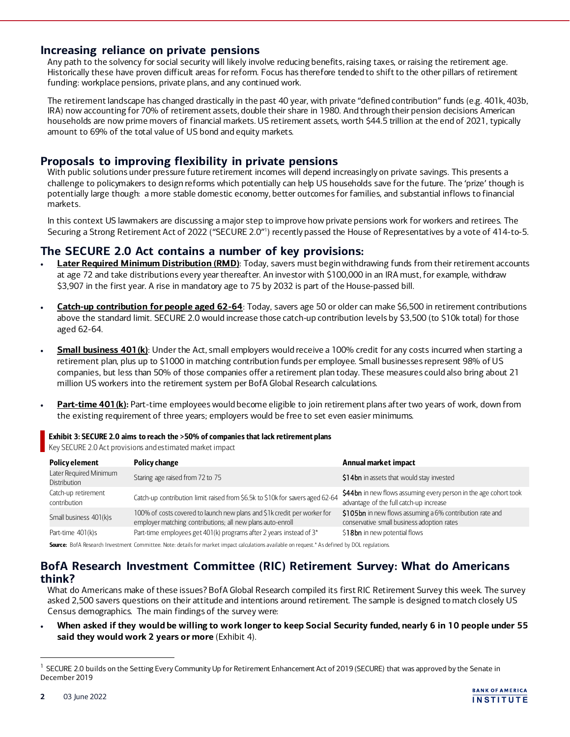## Increasing reliance on private pensions

Any path to the solvency for social security will likely involve reducing benefits, raising taxes, or raising the retirement age. Historically these have proven difficult areas for reform. Focus has therefore tended to shift to the other pillars of retirement funding: workplace pensions, private plans, and any continued work.

The retirement landscape has changed drastically in the past 40 year, with private "defined contribution" funds (e.g. 401k, 403b, IRA) now accounting for 70% of retirement assets, double their share in 1980. And through their pension decisions American households are now prime movers of financial markets. US retirement assets, worth $44.5 trillion at the end of 2021, typically amount to 69% of the total value of US bond and equity markets.

## Proposals to improving flexibility in private pensions

With public solutions under pressure future retirement incomes will depend increasingly on private savings. This presents a challenge to policymakers to design reforms which potentially can help US households save for the future. The 'prize' though is potentially large though: a more stable domestic economy, better outcomes for families, and substantial inflows to financial markets.

In this context US lawmakers are discussing a major step to improve how private pensions work for workers and retirees. The Securing a Strong Retirement Act of 2022 ("SECURE 2.0"[1]) recently passed the House of Representatives by a vote of 414-to-5.

## The SECURE 2.0 Act contains a number of key provisions:

- **Later Required Minimum Distribution (RMD)**: Today, savers must begin withdrawing funds from their retirement accounts at age 72 and take distributions every year thereafter. An investor with $100,000 in an IRA must, for example, withdraw $3,907 in the first year. A rise in mandatory age to 75 by 2032 is part of the House-passed bill.

- **Catch-up contribution for people aged 62-64**: Today, savers age 50 or older can make $6,500 in retirement contributions above the standard limit. SECURE 2.0 would increase those catch-up contribution levels by $3,500 (to $10k total) for those aged 62-64.

- **Small business 401(k)**: Under the Act, small employers would receive a 100% credit for any costs incurred when starting a retirement plan, plus up to $1000 in matching contribution funds per employee. Small businesses represent 98% of US companies, but less than 50% of those companies offer a retirement plan today. These measures could also bring about 21 million US workers into the retirement system per BofA Global Research calculations.

- **Part-time 401(k):** Part-time employees would become eligible to join retirement plans after two years of work, down from the existing requirement of three years; employers would be free to set even easier minimums.

**Exhibit 3: SECURE 2.0 aims to reach the >50% of companies that lack retirement plans**

Key SECURE 2.0 Act provisions and estimated market impact

| Policy element | Policy change | Annual market impact |
|---|---|---|
| Later Required Minimum Distribution | Staring age raised from 72 to 75 | **$14bn** in assets that would stay invested |
| Catch-up retirement contribution | Catch-up contribution limit raised from $6.5k to $10k for savers aged 62-64 | **$44bn** in new flows assuming every person in the age cohort took advantage of the full catch-up increase |
| Small business 401(k)s | 100% of costs covered to launch new plans and $1k credit per worker for employer matching contributions; all new plans auto-enroll | **$105bn** in new flows assuming a 6% contribution rate and conservative small business adoption rates |
| Part-time 401(k)s | Part-time employees get 401(k) programs after 2 years instead of 3* | **$18bn** in new potential flows |

**Source:** BofA Research Investment Committee. Note: details for market impact calculations available on request.* As defined by DOL regulations.

## BofA Research Investment Committee (RIC) Retirement Survey: What do Americans think?

What do Americans make of these issues? BofA Global Research compiled its first RIC Retirement Survey this week. The survey asked 2,500 savers questions on their attitude and intentions around retirement. The sample is designed to match closely US Census demographics. The main findings of the survey were:

- **When asked if they would be willing to work longer to keep Social Security funded, nearly 6 in 10 people under 55 said they would work 2 years or more** (Exhibit 4).

---

[1] SECURE 2.0 builds on the Setting Every Community Up for Retirement Enhancement Act of 2019 (SECURE) that was approved by the Senate in December 2019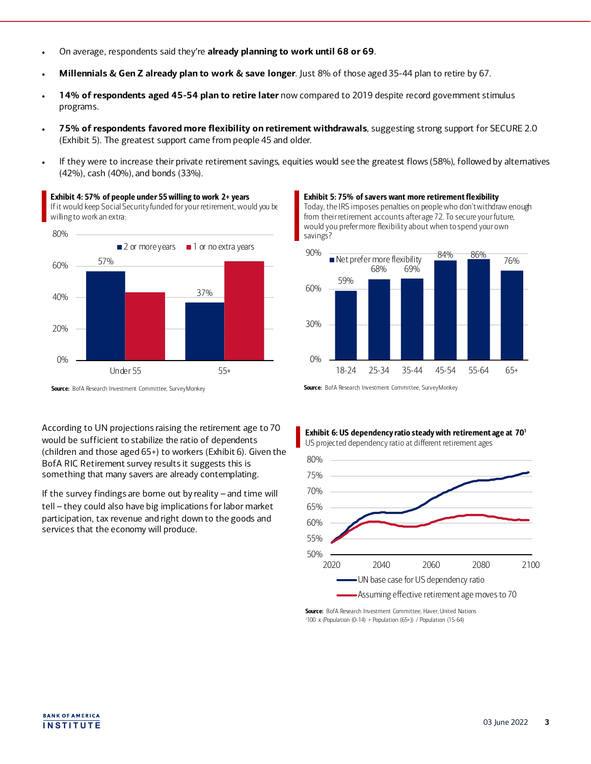- On average, respondents said they're **already planning to work until 68 or 69**.
- **Millennials & Gen Z already plan to work & save longer**. Just 8% of those aged 35-44 plan to retire by 67.
- **14% of respondents aged 45-54 plan to retire later** now compared to 2019 despite record government stimulus programs.
- **75% of respondents favored more flexibility on retirement withdrawals**, suggesting strong support for SECURE 2.0 (Exhibit 5). The greatest support came from people 45 and older.
- If they were to increase their private retirement savings, equities would see the greatest flows (58%), followed by alternatives (42%), cash (40%), and bonds (33%).

**Exhibit 4: 57% of people under 55 willing to work 2+ years**

If it would keep Social Security funded for your retirement, would you be willing to work an extra:

| | 2 or more years | 1 or no extra years |
|---|---|---|
| Under 55 | 57% | |
| 55+ | 37% | |

**Source:** BofA Research Investment Committee, SurveyMonkey

**Exhibit 5: 75% of savers want more retirement flexibility**

Today, the IRS imposes penalties on people who don't withdraw enough from their retirement accounts after age 72. To secure your future, would you prefer more flexibility about when to spend your own savings?

| Age | Net prefer more flexibility |
|---|---|
| 18-24 | 59% |
| 25-34 | 68% |
| 35-44 | 69% |
| 45-54 | 84% |
| 55-64 | 86% |
| 65+ | 76% |

**Source:** BofA Research Investment Committee, SurveyMonkey

According to UN projections raising the retirement age to 70 would be sufficient to stabilize the ratio of dependents (children and those aged 65+) to workers (Exhibit 6). Given the BofA RIC Retirement survey results it suggests this is something that many savers are already contemplating.

If the survey findings are borne out by reality – and time will tell – they could also have big implications for labor market participation, tax revenue and right down to the goods and services that the economy will produce.

**Exhibit 6: US dependency ratio steady with retirement age at 70[1]**

US projected dependency ratio at different retirement ages

Legend: UN base case for US dependency ratio; Assuming effective retirement age moves to 70

**Source:** BofA Research Investment Committee, Haver, United Nations

[1]100 x (Population (0-14) + Population (65+)) / Population (15-64)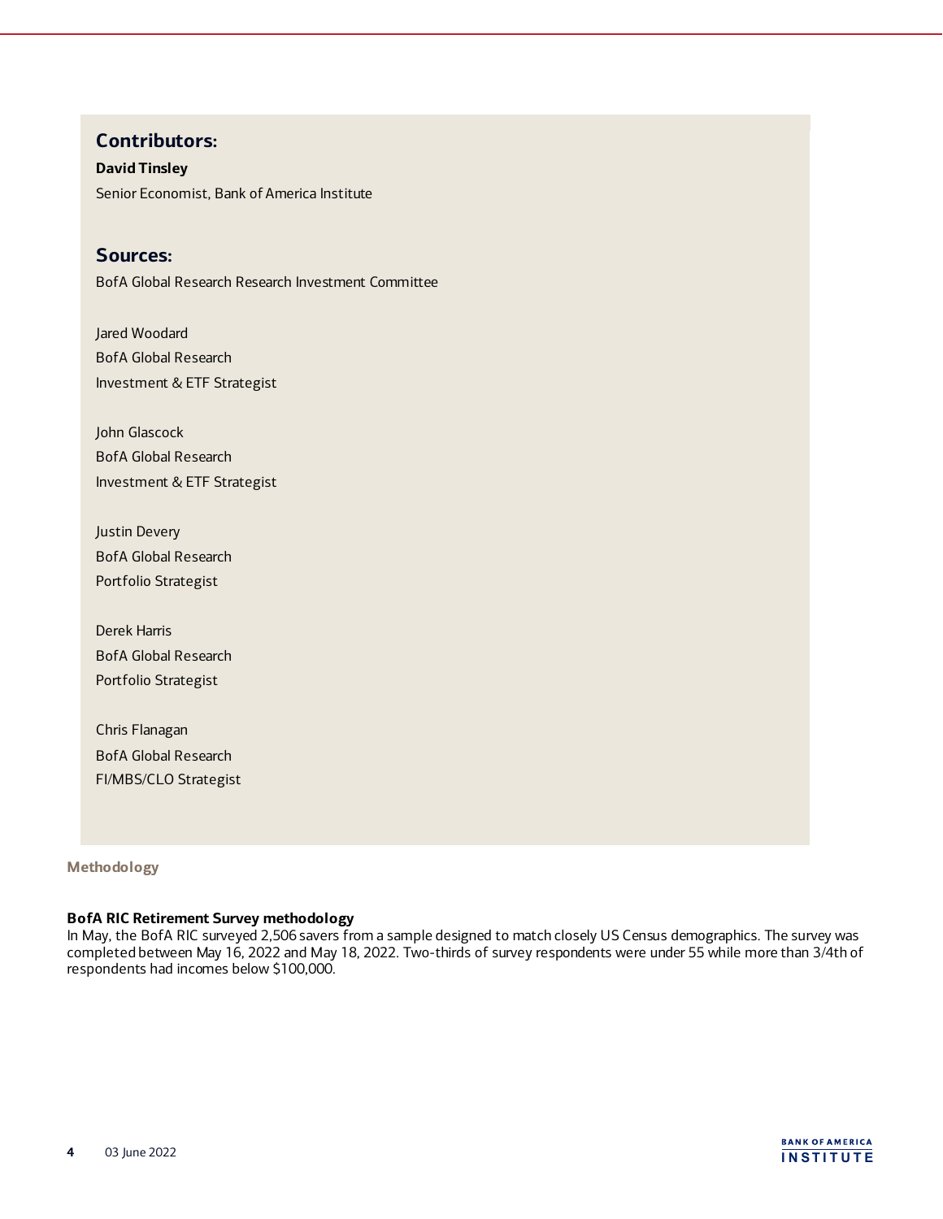## Contributors:

**David Tinsley**

Senior Economist, Bank of America Institute

## Sources:

BofA Global Research Research Investment Committee

Jared Woodard
BofA Global Research
Investment & ETF Strategist

John Glascock
BofA Global Research
Investment & ETF Strategist

Justin Devery
BofA Global Research
Portfolio Strategist

Derek Harris
BofA Global Research
Portfolio Strategist

Chris Flanagan
BofA Global Research
FI/MBS/CLO Strategist

### Methodology

**BofA RIC Retirement Survey methodology**

In May, the BofA RIC surveyed 2,506 savers from a sample designed to match closely US Census demographics. The survey was completed between May 16, 2022 and May 18, 2022. Two-thirds of survey respondents were under 55 while more than 3/4th of respondents had incomes below $100,000.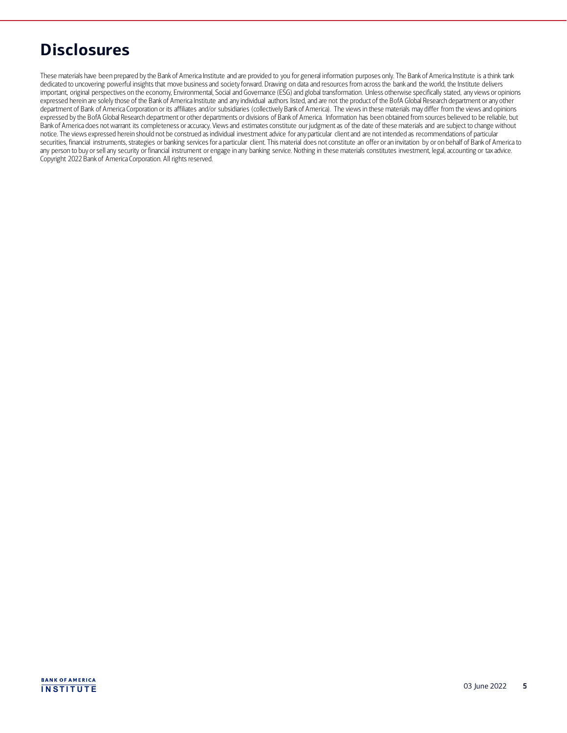# Disclosures

These materials have been prepared by the Bank of America Institute and are provided to you for general information purposes only. The Bank of America Institute is a think tank dedicated to uncovering powerful insights that move business and society forward. Drawing on data and resources from across the bank and the world, the Institute delivers important, original perspectives on the economy, Environmental, Social and Governance (ESG) and global transformation. Unless otherwise specifically stated, any views or opinions expressed herein are solely those of the Bank of America Institute and any individual authors listed, and are not the product of the BofA Global Research department or any other department of Bank of America Corporation or its affiliates and/or subsidiaries (collectively Bank of America). The views in these materials may differ from the views and opinions expressed by the BofA Global Research department or other departments or divisions of Bank of America. Information has been obtained from sources believed to be reliable, but Bank of America does not warrant its completeness or accuracy. Views and estimates constitute our judgment as of the date of these materials and are subject to change without notice. The views expressed herein should not be construed as individual investment advice for any particular client and are not intended as recommendations of particular securities, financial instruments, strategies or banking services for a particular client. This material does not constitute an offer or an invitation by or on behalf of Bank of America to any person to buy or sell any security or financial instrument or engage in any banking service. Nothing in these materials constitutes investment, legal, accounting or tax advice. Copyright 2022 Bank of America Corporation. All rights reserved.